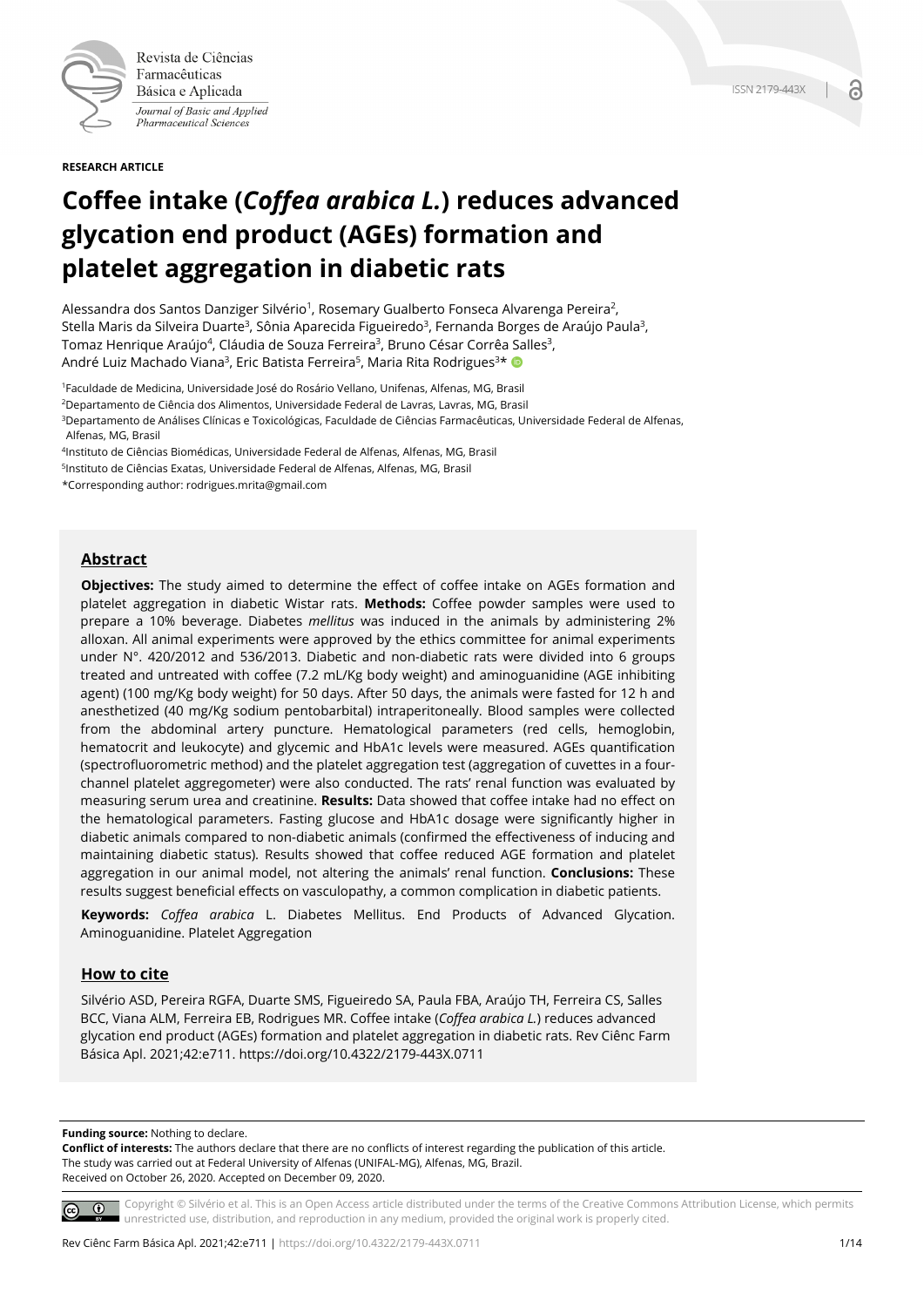RESEARCH ARTICLE

# Coffee intake (*Coffea arabica L.*) reduces advanced glycation end product (AGEs) formation and platelet aggregation in diabetic rats

Alessandra dos Santos Danziger Silvério[1], Rosemary Gualberto Fonseca Alvarenga Pereira[2], Stella Maris da Silveira Duarte[3], Sônia Aparecida Figueiredo[3], Fernanda Borges de Araújo Paula[3], Tomaz Henrique Araújo[4], Cláudia de Souza Ferreira[3], Bruno César Corrêa Salles[3], André Luiz Machado Viana[3], Eric Batista Ferreira[5], Maria Rita Rodrigues[3]*

[1]Faculdade de Medicina, Universidade José do Rosário Vellano, Unifenas, Alfenas, MG, Brasil
[2]Departamento de Ciência dos Alimentos, Universidade Federal de Lavras, Lavras, MG, Brasil
[3]Departamento de Análises Clínicas e Toxicológicas, Faculdade de Ciências Farmacêuticas, Universidade Federal de Alfenas, Alfenas, MG, Brasil
[4]Instituto de Ciências Biomédicas, Universidade Federal de Alfenas, Alfenas, MG, Brasil
[5]Instituto de Ciências Exatas, Universidade Federal de Alfenas, Alfenas, MG, Brasil
*Corresponding author: rodrigues.mrita@gmail.com

## Abstract

**Objectives:** The study aimed to determine the effect of coffee intake on AGEs formation and platelet aggregation in diabetic Wistar rats. **Methods:** Coffee powder samples were used to prepare a 10% beverage. Diabetes *mellitus* was induced in the animals by administering 2% alloxan. All animal experiments were approved by the ethics committee for animal experiments under N°. 420/2012 and 536/2013. Diabetic and non-diabetic rats were divided into 6 groups treated and untreated with coffee (7.2 mL/Kg body weight) and aminoguanidine (AGE inhibiting agent) (100 mg/Kg body weight) for 50 days. After 50 days, the animals were fasted for 12 h and anesthetized (40 mg/Kg sodium pentobarbital) intraperitoneally. Blood samples were collected from the abdominal artery puncture. Hematological parameters (red cells, hemoglobin, hematocrit and leukocyte) and glycemic and HbA1c levels were measured. AGEs quantification (spectrofluorometric method) and the platelet aggregation test (aggregation of cuvettes in a four-channel platelet aggregometer) were also conducted. The rats' renal function was evaluated by measuring serum urea and creatinine. **Results:** Data showed that coffee intake had no effect on the hematological parameters. Fasting glucose and HbA1c dosage were significantly higher in diabetic animals compared to non-diabetic animals (confirmed the effectiveness of inducing and maintaining diabetic status). Results showed that coffee reduced AGE formation and platelet aggregation in our animal model, not altering the animals' renal function. **Conclusions:** These results suggest beneficial effects on vasculopathy, a common complication in diabetic patients.

**Keywords:** *Coffea arabica* L. Diabetes Mellitus. End Products of Advanced Glycation. Aminoguanidine. Platelet Aggregation

## How to cite

Silvério ASD, Pereira RGFA, Duarte SMS, Figueiredo SA, Paula FBA, Araújo TH, Ferreira CS, Salles BCC, Viana ALM, Ferreira EB, Rodrigues MR. Coffee intake (*Coffea arabica L.*) reduces advanced glycation end product (AGEs) formation and platelet aggregation in diabetic rats. Rev Ciênc Farm Básica Apl. 2021;42:e711. https://doi.org/10.4322/2179-443X.0711

**Funding source:** Nothing to declare.
**Conflict of interests:** The authors declare that there are no conflicts of interest regarding the publication of this article.
The study was carried out at Federal University of Alfenas (UNIFAL-MG), Alfenas, MG, Brazil.
Received on October 26, 2020. Accepted on December 09, 2020.

Copyright © Silvério et al. This is an Open Access article distributed under the terms of the Creative Commons Attribution License, which permits unrestricted use, distribution, and reproduction in any medium, provided the original work is properly cited.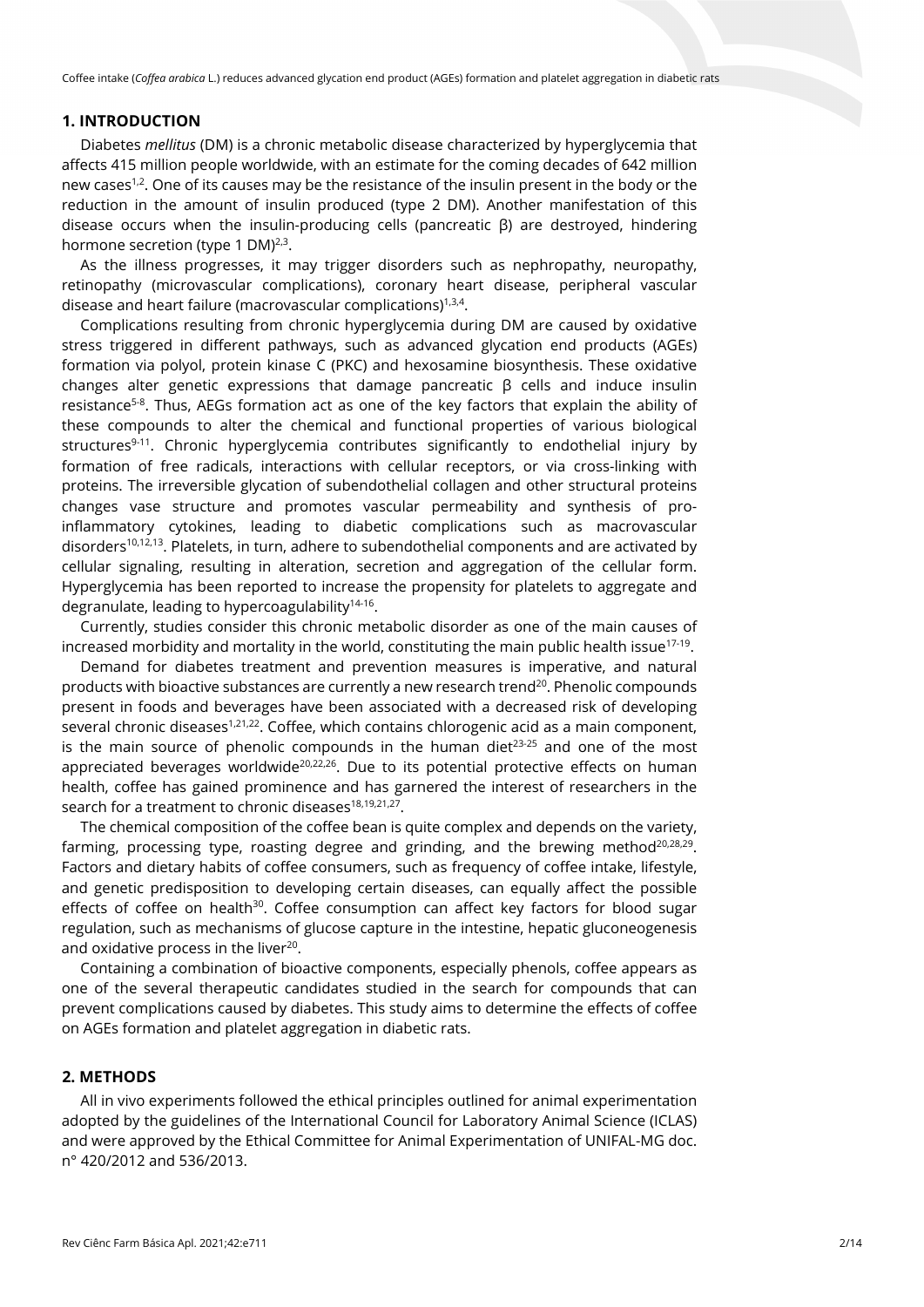## 1. INTRODUCTION

Diabetes *mellitus* (DM) is a chronic metabolic disease characterized by hyperglycemia that affects 415 million people worldwide, with an estimate for the coming decades of 642 million new cases[1,2]. One of its causes may be the resistance of the insulin present in the body or the reduction in the amount of insulin produced (type 2 DM). Another manifestation of this disease occurs when the insulin-producing cells (pancreatic β) are destroyed, hindering hormone secretion (type 1 DM)[2,3].

As the illness progresses, it may trigger disorders such as nephropathy, neuropathy, retinopathy (microvascular complications), coronary heart disease, peripheral vascular disease and heart failure (macrovascular complications)[1,3,4].

Complications resulting from chronic hyperglycemia during DM are caused by oxidative stress triggered in different pathways, such as advanced glycation end products (AGEs) formation via polyol, protein kinase C (PKC) and hexosamine biosynthesis. These oxidative changes alter genetic expressions that damage pancreatic β cells and induce insulin resistance[5-8]. Thus, AEGs formation act as one of the key factors that explain the ability of these compounds to alter the chemical and functional properties of various biological structures[9-11]. Chronic hyperglycemia contributes significantly to endothelial injury by formation of free radicals, interactions with cellular receptors, or via cross-linking with proteins. The irreversible glycation of subendothelial collagen and other structural proteins changes vase structure and promotes vascular permeability and synthesis of pro-inflammatory cytokines, leading to diabetic complications such as macrovascular disorders[10,12,13]. Platelets, in turn, adhere to subendothelial components and are activated by cellular signaling, resulting in alteration, secretion and aggregation of the cellular form. Hyperglycemia has been reported to increase the propensity for platelets to aggregate and degranulate, leading to hypercoagulability[14-16].

Currently, studies consider this chronic metabolic disorder as one of the main causes of increased morbidity and mortality in the world, constituting the main public health issue[17-19].

Demand for diabetes treatment and prevention measures is imperative, and natural products with bioactive substances are currently a new research trend[20]. Phenolic compounds present in foods and beverages have been associated with a decreased risk of developing several chronic diseases[1,21,22]. Coffee, which contains chlorogenic acid as a main component, is the main source of phenolic compounds in the human diet[23-25] and one of the most appreciated beverages worldwide[20,22,26]. Due to its potential protective effects on human health, coffee has gained prominence and has garnered the interest of researchers in the search for a treatment to chronic diseases[18,19,21,27].

The chemical composition of the coffee bean is quite complex and depends on the variety, farming, processing type, roasting degree and grinding, and the brewing method[20,28,29]. Factors and dietary habits of coffee consumers, such as frequency of coffee intake, lifestyle, and genetic predisposition to developing certain diseases, can equally affect the possible effects of coffee on health[30]. Coffee consumption can affect key factors for blood sugar regulation, such as mechanisms of glucose capture in the intestine, hepatic gluconeogenesis and oxidative process in the liver[20].

Containing a combination of bioactive components, especially phenols, coffee appears as one of the several therapeutic candidates studied in the search for compounds that can prevent complications caused by diabetes. This study aims to determine the effects of coffee on AGEs formation and platelet aggregation in diabetic rats.

## 2. METHODS

All in vivo experiments followed the ethical principles outlined for animal experimentation adopted by the guidelines of the International Council for Laboratory Animal Science (ICLAS) and were approved by the Ethical Committee for Animal Experimentation of UNIFAL-MG doc. n° 420/2012 and 536/2013.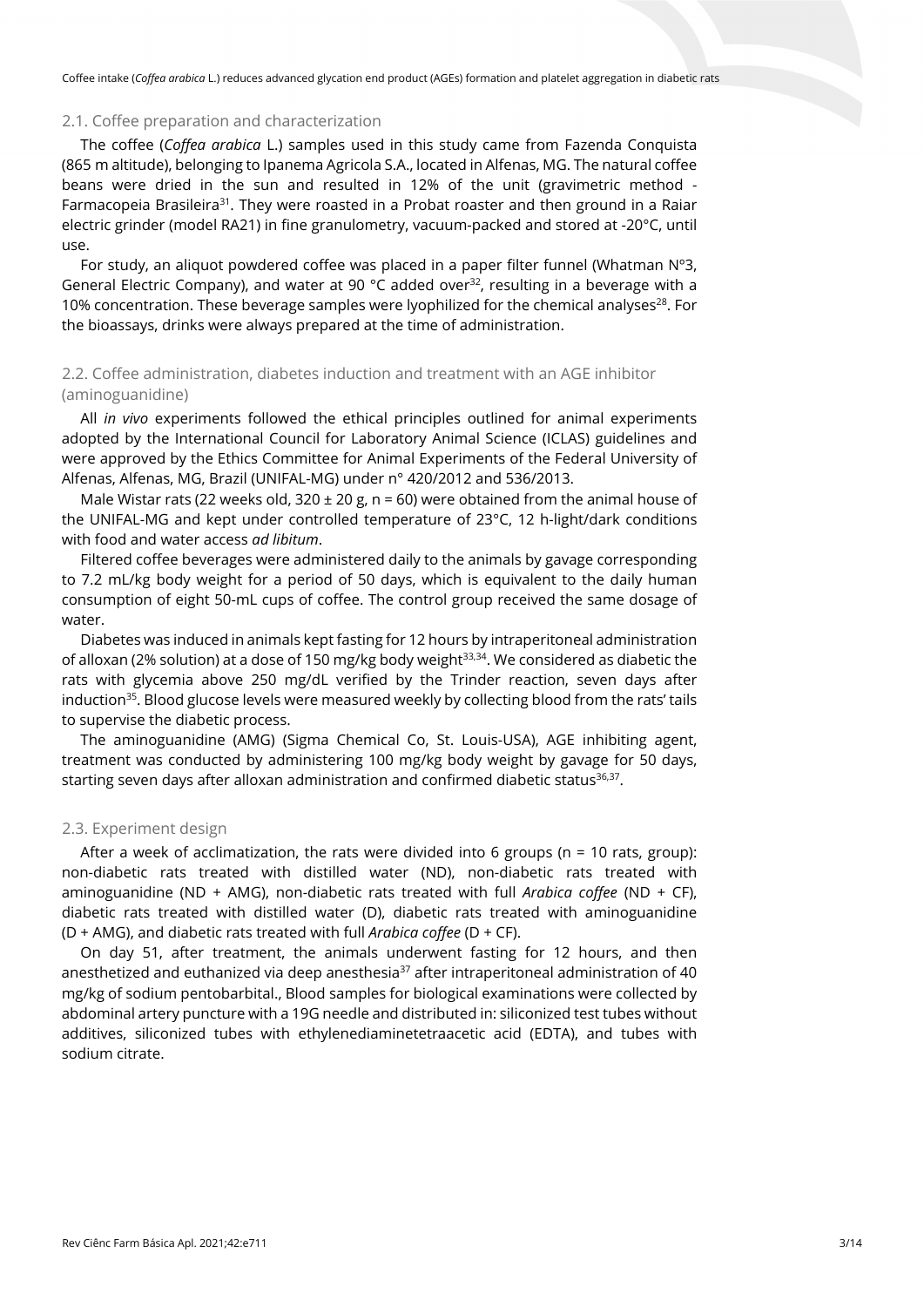## 2.1. Coffee preparation and characterization

The coffee (*Coffea arabica* L.) samples used in this study came from Fazenda Conquista (865 m altitude), belonging to Ipanema Agricola S.A., located in Alfenas, MG. The natural coffee beans were dried in the sun and resulted in 12% of the unit (gravimetric method - Farmacopeia Brasileira[31]. They were roasted in a Probat roaster and then ground in a Raiar electric grinder (model RA21) in fine granulometry, vacuum-packed and stored at -20°C, until use.

For study, an aliquot powdered coffee was placed in a paper filter funnel (Whatman N°3, General Electric Company), and water at 90 °C added over[32], resulting in a beverage with a 10% concentration. These beverage samples were lyophilized for the chemical analyses[28]. For the bioassays, drinks were always prepared at the time of administration.

## 2.2. Coffee administration, diabetes induction and treatment with an AGE inhibitor (aminoguanidine)

All *in vivo* experiments followed the ethical principles outlined for animal experiments adopted by the International Council for Laboratory Animal Science (ICLAS) guidelines and were approved by the Ethics Committee for Animal Experiments of the Federal University of Alfenas, Alfenas, MG, Brazil (UNIFAL-MG) under n° 420/2012 and 536/2013.

Male Wistar rats (22 weeks old, 320 ± 20 g, n = 60) were obtained from the animal house of the UNIFAL-MG and kept under controlled temperature of 23°C, 12 h-light/dark conditions with food and water access *ad libitum*.

Filtered coffee beverages were administered daily to the animals by gavage corresponding to 7.2 mL/kg body weight for a period of 50 days, which is equivalent to the daily human consumption of eight 50-mL cups of coffee. The control group received the same dosage of water.

Diabetes was induced in animals kept fasting for 12 hours by intraperitoneal administration of alloxan (2% solution) at a dose of 150 mg/kg body weight[33,34]. We considered as diabetic the rats with glycemia above 250 mg/dL verified by the Trinder reaction, seven days after induction[35]. Blood glucose levels were measured weekly by collecting blood from the rats' tails to supervise the diabetic process.

The aminoguanidine (AMG) (Sigma Chemical Co, St. Louis-USA), AGE inhibiting agent, treatment was conducted by administering 100 mg/kg body weight by gavage for 50 days, starting seven days after alloxan administration and confirmed diabetic status[36,37].

## 2.3. Experiment design

After a week of acclimatization, the rats were divided into 6 groups (n = 10 rats, group): non-diabetic rats treated with distilled water (ND), non-diabetic rats treated with aminoguanidine (ND + AMG), non-diabetic rats treated with full *Arabica coffee* (ND + CF), diabetic rats treated with distilled water (D), diabetic rats treated with aminoguanidine (D + AMG), and diabetic rats treated with full *Arabica coffee* (D + CF).

On day 51, after treatment, the animals underwent fasting for 12 hours, and then anesthetized and euthanized via deep anesthesia[37] after intraperitoneal administration of 40 mg/kg of sodium pentobarbital., Blood samples for biological examinations were collected by abdominal artery puncture with a 19G needle and distributed in: siliconized test tubes without additives, siliconized tubes with ethylenediaminetetraacetic acid (EDTA), and tubes with sodium citrate.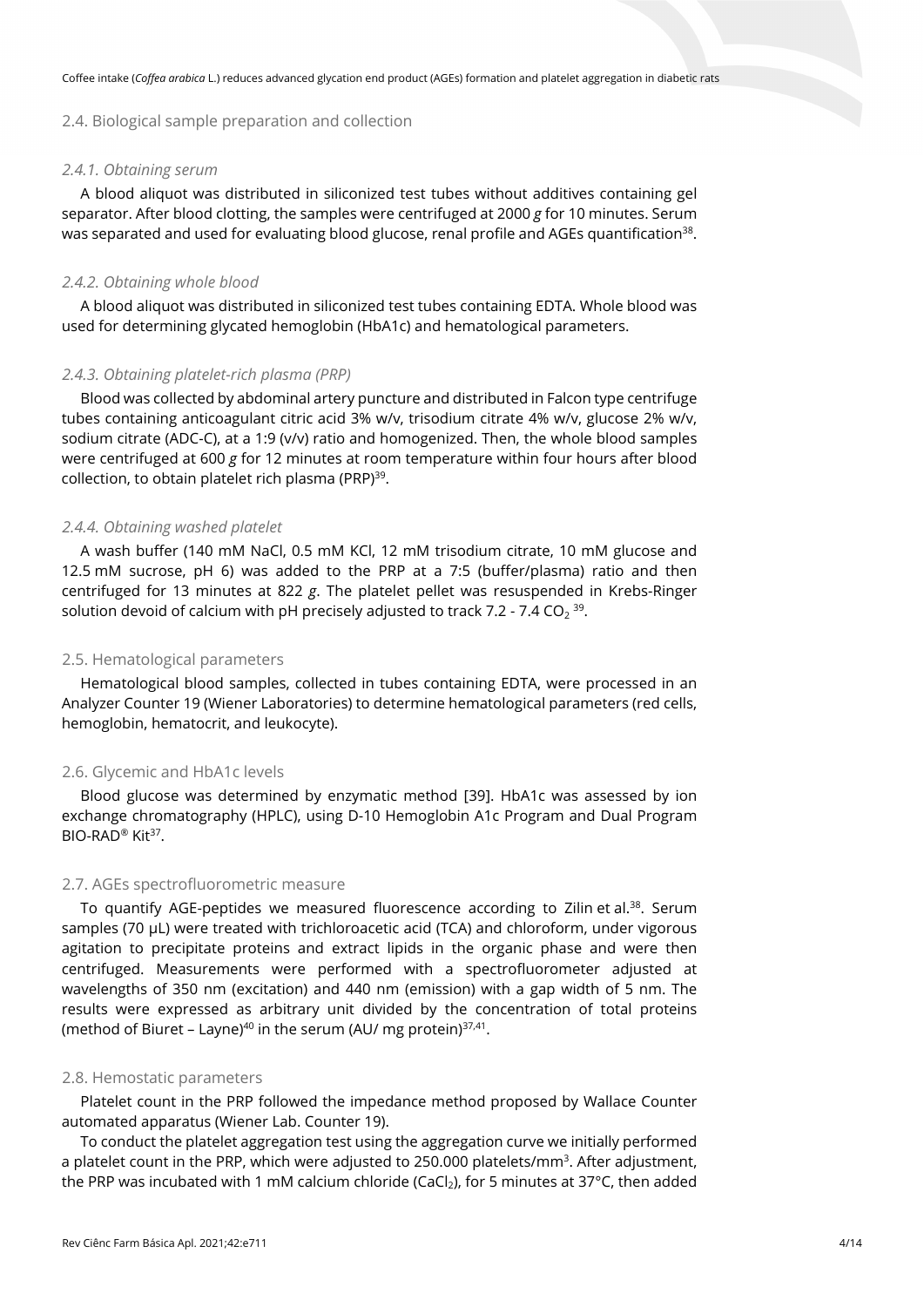## 2.4. Biological sample preparation and collection

### *2.4.1. Obtaining serum*

A blood aliquot was distributed in siliconized test tubes without additives containing gel separator. After blood clotting, the samples were centrifuged at 2000 *g* for 10 minutes. Serum was separated and used for evaluating blood glucose, renal profile and AGEs quantification[38].

### *2.4.2. Obtaining whole blood*

A blood aliquot was distributed in siliconized test tubes containing EDTA. Whole blood was used for determining glycated hemoglobin (HbA1c) and hematological parameters.

### *2.4.3. Obtaining platelet-rich plasma (PRP)*

Blood was collected by abdominal artery puncture and distributed in Falcon type centrifuge tubes containing anticoagulant citric acid 3% w/v, trisodium citrate 4% w/v, glucose 2% w/v, sodium citrate (ADC-C), at a 1:9 (v/v) ratio and homogenized. Then, the whole blood samples were centrifuged at 600 *g* for 12 minutes at room temperature within four hours after blood collection, to obtain platelet rich plasma (PRP)[39].

### *2.4.4. Obtaining washed platelet*

A wash buffer (140 mM NaCl, 0.5 mM KCl, 12 mM trisodium citrate, 10 mM glucose and 12.5 mM sucrose, pH 6) was added to the PRP at a 7:5 (buffer/plasma) ratio and then centrifuged for 13 minutes at 822 *g*. The platelet pellet was resuspended in Krebs-Ringer solution devoid of calcium with pH precisely adjusted to track 7.2 - 7.4 $CO_2$ [39].

## 2.5. Hematological parameters

Hematological blood samples, collected in tubes containing EDTA, were processed in an Analyzer Counter 19 (Wiener Laboratories) to determine hematological parameters (red cells, hemoglobin, hematocrit, and leukocyte).

## 2.6. Glycemic and HbA1c levels

Blood glucose was determined by enzymatic method [39]. HbA1c was assessed by ion exchange chromatography (HPLC), using D-10 Hemoglobin A1c Program and Dual Program BIO-RAD® Kit[37].

## 2.7. AGEs spectrofluorometric measure

To quantify AGE-peptides we measured fluorescence according to Zilin et al.[38]. Serum samples (70 µL) were treated with trichloroacetic acid (TCA) and chloroform, under vigorous agitation to precipitate proteins and extract lipids in the organic phase and were then centrifuged. Measurements were performed with a spectrofluorometer adjusted at wavelengths of 350 nm (excitation) and 440 nm (emission) with a gap width of 5 nm. The results were expressed as arbitrary unit divided by the concentration of total proteins (method of Biuret – Layne)[40] in the serum (AU/ mg protein)[37,41].

## 2.8. Hemostatic parameters

Platelet count in the PRP followed the impedance method proposed by Wallace Counter automated apparatus (Wiener Lab. Counter 19).

To conduct the platelet aggregation test using the aggregation curve we initially performed a platelet count in the PRP, which were adjusted to 250.000 platelets/$mm^3$. After adjustment, the PRP was incubated with 1 mM calcium chloride ($CaCl_2$), for 5 minutes at 37°C, then added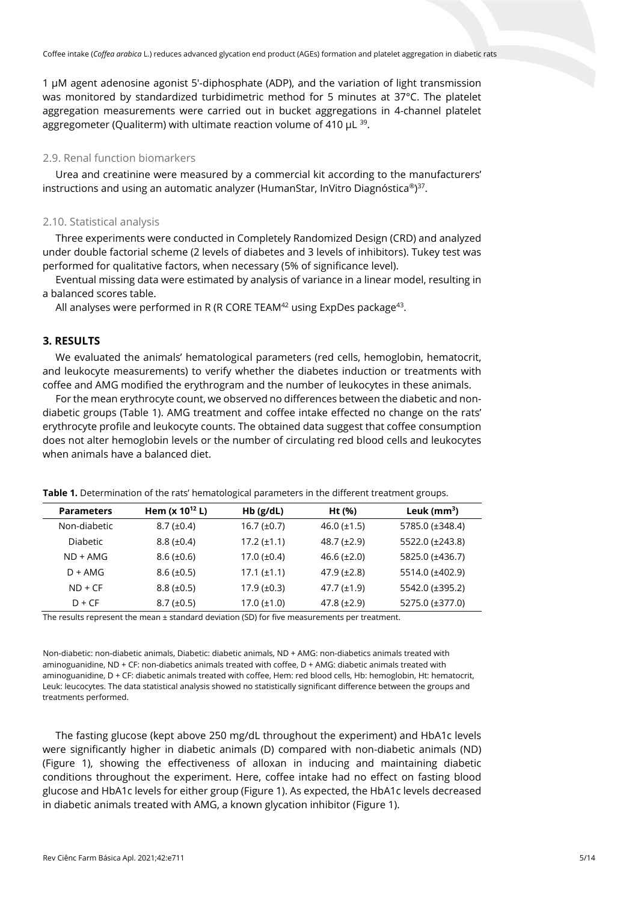1 μM agent adenosine agonist 5'-diphosphate (ADP), and the variation of light transmission was monitored by standardized turbidimetric method for 5 minutes at 37°C. The platelet aggregation measurements were carried out in bucket aggregations in 4-channel platelet aggregometer (Qualiterm) with ultimate reaction volume of 410 μL [39].

### 2.9. Renal function biomarkers

Urea and creatinine were measured by a commercial kit according to the manufacturers' instructions and using an automatic analyzer (HumanStar, InVitro Diagnóstica®)[37].

### 2.10. Statistical analysis

Three experiments were conducted in Completely Randomized Design (CRD) and analyzed under double factorial scheme (2 levels of diabetes and 3 levels of inhibitors). Tukey test was performed for qualitative factors, when necessary (5% of significance level).

Eventual missing data were estimated by analysis of variance in a linear model, resulting in a balanced scores table.

All analyses were performed in R (R CORE TEAM[42] using ExpDes package[43].

## 3. RESULTS

We evaluated the animals' hematological parameters (red cells, hemoglobin, hematocrit, and leukocyte measurements) to verify whether the diabetes induction or treatments with coffee and AMG modified the erythrogram and the number of leukocytes in these animals.

For the mean erythrocyte count, we observed no differences between the diabetic and non-diabetic groups (Table 1). AMG treatment and coffee intake effected no change on the rats' erythrocyte profile and leukocyte counts. The obtained data suggest that coffee consumption does not alter hemoglobin levels or the number of circulating red blood cells and leukocytes when animals have a balanced diet.

**Table 1.** Determination of the rats' hematological parameters in the different treatment groups.

| Parameters | Hem (x $10^{12}$ L) | Hb (g/dL) | Ht (%) | Leuk ($mm^3$) |
|---|---|---|---|---|
| Non-diabetic | 8.7 (±0.4) | 16.7 (±0.7) | 46.0 (±1.5) | 5785.0 (±348.4) |
| Diabetic | 8.8 (±0.4) | 17.2 (±1.1) | 48.7 (±2.9) | 5522.0 (±243.8) |
| ND + AMG | 8.6 (±0.6) | 17.0 (±0.4) | 46.6 (±2.0) | 5825.0 (±436.7) |
| D + AMG | 8.6 (±0.5) | 17.1 (±1.1) | 47.9 (±2.8) | 5514.0 (±402.9) |
| ND + CF | 8.8 (±0.5) | 17.9 (±0.3) | 47.7 (±1.9) | 5542.0 (±395.2) |
| D + CF | 8.7 (±0.5) | 17.0 (±1.0) | 47.8 (±2.9) | 5275.0 (±377.0) |

The results represent the mean ± standard deviation (SD) for five measurements per treatment.

Non-diabetic: non-diabetic animals, Diabetic: diabetic animals, ND + AMG: non-diabetics animals treated with aminoguanidine, ND + CF: non-diabetics animals treated with coffee, D + AMG: diabetic animals treated with aminoguanidine, D + CF: diabetic animals treated with coffee, Hem: red blood cells, Hb: hemoglobin, Ht: hematocrit, Leuk: leucocytes. The data statistical analysis showed no statistically significant difference between the groups and treatments performed.

The fasting glucose (kept above 250 mg/dL throughout the experiment) and HbA1c levels were significantly higher in diabetic animals (D) compared with non-diabetic animals (ND) (Figure 1), showing the effectiveness of alloxan in inducing and maintaining diabetic conditions throughout the experiment. Here, coffee intake had no effect on fasting blood glucose and HbA1c levels for either group (Figure 1). As expected, the HbA1c levels decreased in diabetic animals treated with AMG, a known glycation inhibitor (Figure 1).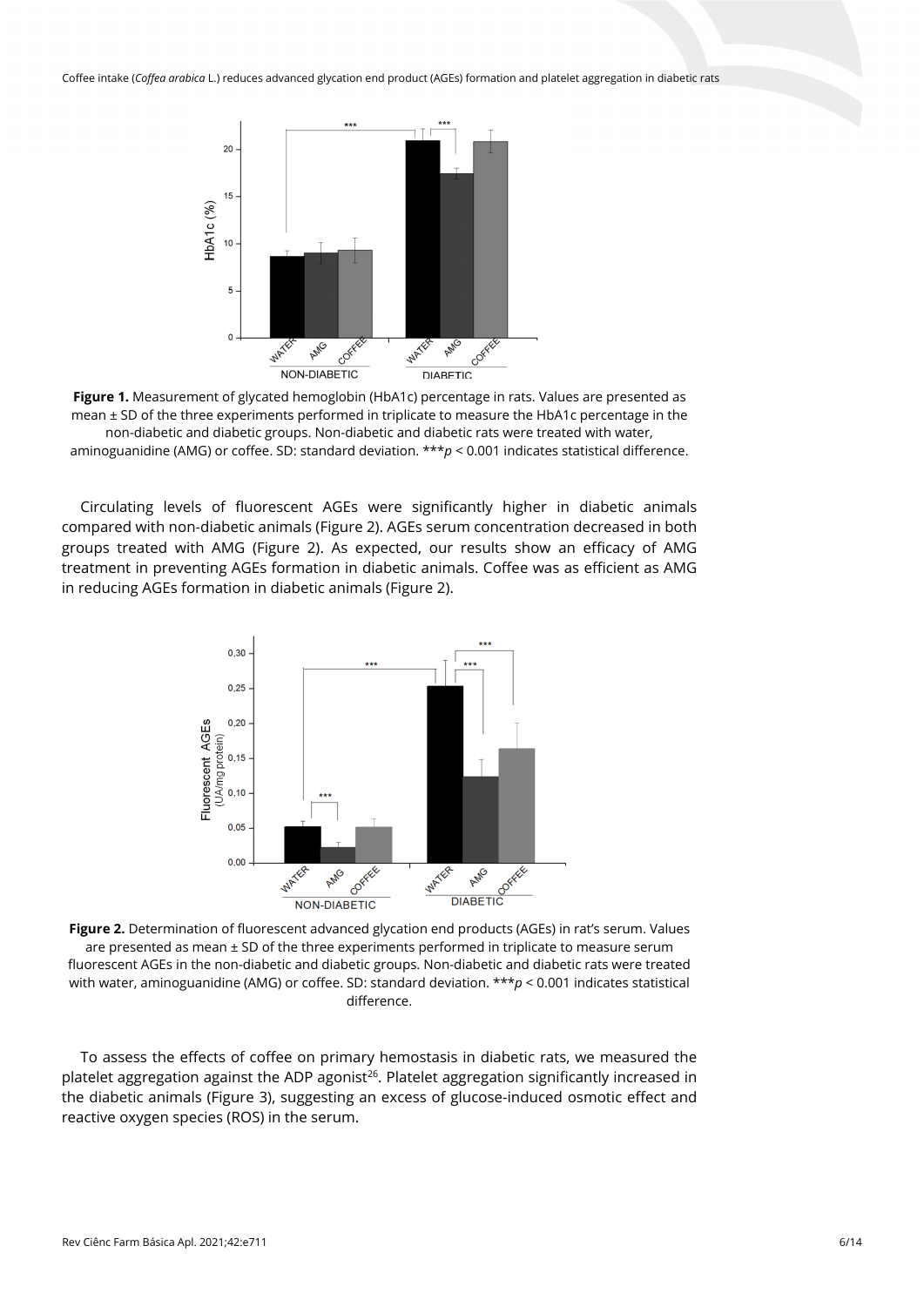**Figure 1.** Measurement of glycated hemoglobin (HbA1c) percentage in rats. Values are presented as mean ± SD of the three experiments performed in triplicate to measure the HbA1c percentage in the non-diabetic and diabetic groups. Non-diabetic and diabetic rats were treated with water, aminoguanidine (AMG) or coffee. SD: standard deviation. ***$p < 0.001$ indicates statistical difference.

Circulating levels of fluorescent AGEs were significantly higher in diabetic animals compared with non-diabetic animals (Figure 2). AGEs serum concentration decreased in both groups treated with AMG (Figure 2). As expected, our results show an efficacy of AMG treatment in preventing AGEs formation in diabetic animals. Coffee was as efficient as AMG in reducing AGEs formation in diabetic animals (Figure 2).

**Figure 2.** Determination of fluorescent advanced glycation end products (AGEs) in rat's serum. Values are presented as mean ± SD of the three experiments performed in triplicate to measure serum fluorescent AGEs in the non-diabetic and diabetic groups. Non-diabetic and diabetic rats were treated with water, aminoguanidine (AMG) or coffee. SD: standard deviation. ***$p < 0.001$ indicates statistical difference.

To assess the effects of coffee on primary hemostasis in diabetic rats, we measured the platelet aggregation against the ADP agonist[26]. Platelet aggregation significantly increased in the diabetic animals (Figure 3), suggesting an excess of glucose-induced osmotic effect and reactive oxygen species (ROS) in the serum.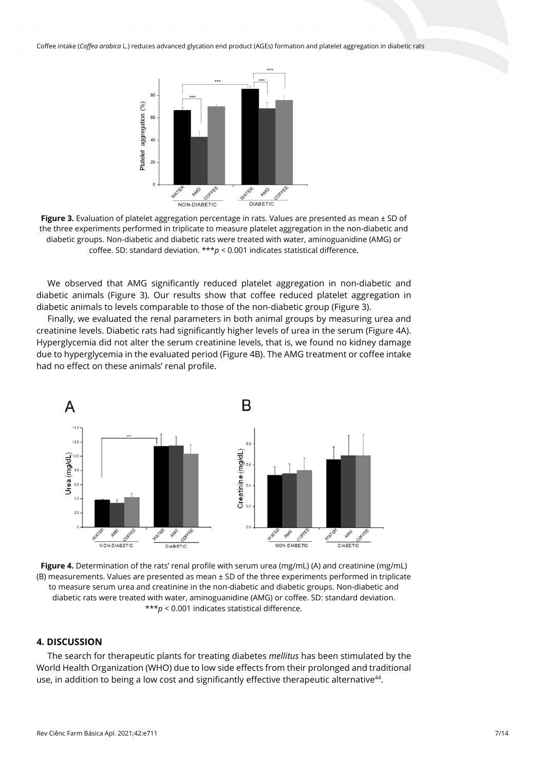**Figure 3.** Evaluation of platelet aggregation percentage in rats. Values are presented as mean ± SD of the three experiments performed in triplicate to measure platelet aggregation in the non-diabetic and diabetic groups. Non-diabetic and diabetic rats were treated with water, aminoguanidine (AMG) or coffee. SD: standard deviation. ***$p < 0.001$ indicates statistical difference.

We observed that AMG significantly reduced platelet aggregation in non-diabetic and diabetic animals (Figure 3). Our results show that coffee reduced platelet aggregation in diabetic animals to levels comparable to those of the non-diabetic group (Figure 3).

Finally, we evaluated the renal parameters in both animal groups by measuring urea and creatinine levels. Diabetic rats had significantly higher levels of urea in the serum (Figure 4A). Hyperglycemia did not alter the serum creatinine levels, that is, we found no kidney damage due to hyperglycemia in the evaluated period (Figure 4B). The AMG treatment or coffee intake had no effect on these animals' renal profile.

**Figure 4.** Determination of the rats' renal profile with serum urea (mg/mL) (A) and creatinine (mg/mL) (B) measurements. Values are presented as mean ± SD of the three experiments performed in triplicate to measure serum urea and creatinine in the non-diabetic and diabetic groups. Non-diabetic and diabetic rats were treated with water, aminoguanidine (AMG) or coffee. SD: standard deviation. ***$p < 0.001$ indicates statistical difference.

## 4. DISCUSSION

The search for therapeutic plants for treating diabetes *mellitus* has been stimulated by the World Health Organization (WHO) due to low side effects from their prolonged and traditional use, in addition to being a low cost and significantly effective therapeutic alternative[44].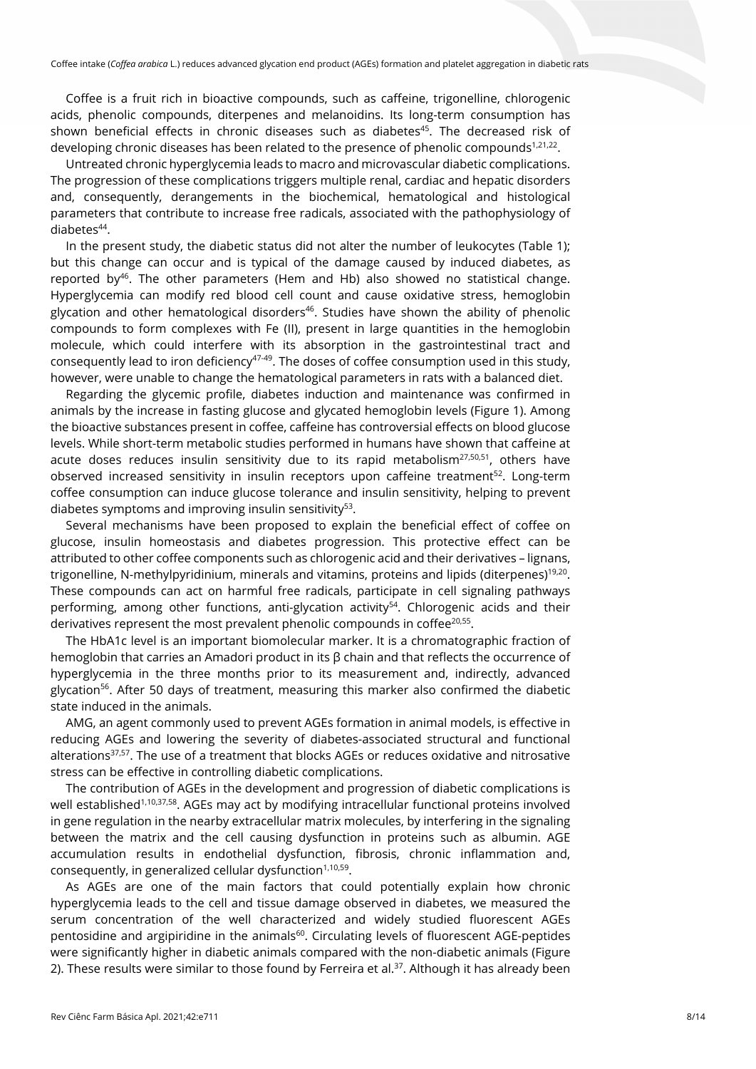Coffee is a fruit rich in bioactive compounds, such as caffeine, trigonelline, chlorogenic acids, phenolic compounds, diterpenes and melanoidins. Its long-term consumption has shown beneficial effects in chronic diseases such as diabetes[45]. The decreased risk of developing chronic diseases has been related to the presence of phenolic compounds[1,21,22].

Untreated chronic hyperglycemia leads to macro and microvascular diabetic complications. The progression of these complications triggers multiple renal, cardiac and hepatic disorders and, consequently, derangements in the biochemical, hematological and histological parameters that contribute to increase free radicals, associated with the pathophysiology of diabetes[44].

In the present study, the diabetic status did not alter the number of leukocytes (Table 1); but this change can occur and is typical of the damage caused by induced diabetes, as reported by[46]. The other parameters (Hem and Hb) also showed no statistical change. Hyperglycemia can modify red blood cell count and cause oxidative stress, hemoglobin glycation and other hematological disorders[46]. Studies have shown the ability of phenolic compounds to form complexes with Fe (II), present in large quantities in the hemoglobin molecule, which could interfere with its absorption in the gastrointestinal tract and consequently lead to iron deficiency[47-49]. The doses of coffee consumption used in this study, however, were unable to change the hematological parameters in rats with a balanced diet.

Regarding the glycemic profile, diabetes induction and maintenance was confirmed in animals by the increase in fasting glucose and glycated hemoglobin levels (Figure 1). Among the bioactive substances present in coffee, caffeine has controversial effects on blood glucose levels. While short-term metabolic studies performed in humans have shown that caffeine at acute doses reduces insulin sensitivity due to its rapid metabolism[27,50,51], others have observed increased sensitivity in insulin receptors upon caffeine treatment[52]. Long-term coffee consumption can induce glucose tolerance and insulin sensitivity, helping to prevent diabetes symptoms and improving insulin sensitivity[53].

Several mechanisms have been proposed to explain the beneficial effect of coffee on glucose, insulin homeostasis and diabetes progression. This protective effect can be attributed to other coffee components such as chlorogenic acid and their derivatives – lignans, trigonelline, N-methylpyridinium, minerals and vitamins, proteins and lipids (diterpenes)[19,20]. These compounds can act on harmful free radicals, participate in cell signaling pathways performing, among other functions, anti-glycation activity[54]. Chlorogenic acids and their derivatives represent the most prevalent phenolic compounds in coffee[20,55].

The HbA1c level is an important biomolecular marker. It is a chromatographic fraction of hemoglobin that carries an Amadori product in its β chain and that reflects the occurrence of hyperglycemia in the three months prior to its measurement and, indirectly, advanced glycation[56]. After 50 days of treatment, measuring this marker also confirmed the diabetic state induced in the animals.

AMG, an agent commonly used to prevent AGEs formation in animal models, is effective in reducing AGEs and lowering the severity of diabetes-associated structural and functional alterations[37,57]. The use of a treatment that blocks AGEs or reduces oxidative and nitrosative stress can be effective in controlling diabetic complications.

The contribution of AGEs in the development and progression of diabetic complications is well established[1,10,37,58]. AGEs may act by modifying intracellular functional proteins involved in gene regulation in the nearby extracellular matrix molecules, by interfering in the signaling between the matrix and the cell causing dysfunction in proteins such as albumin. AGE accumulation results in endothelial dysfunction, fibrosis, chronic inflammation and, consequently, in generalized cellular dysfunction[1,10,59].

As AGEs are one of the main factors that could potentially explain how chronic hyperglycemia leads to the cell and tissue damage observed in diabetes, we measured the serum concentration of the well characterized and widely studied fluorescent AGEs pentosidine and argipiridine in the animals[60]. Circulating levels of fluorescent AGE-peptides were significantly higher in diabetic animals compared with the non-diabetic animals (Figure 2). These results were similar to those found by Ferreira et al.[37]. Although it has already been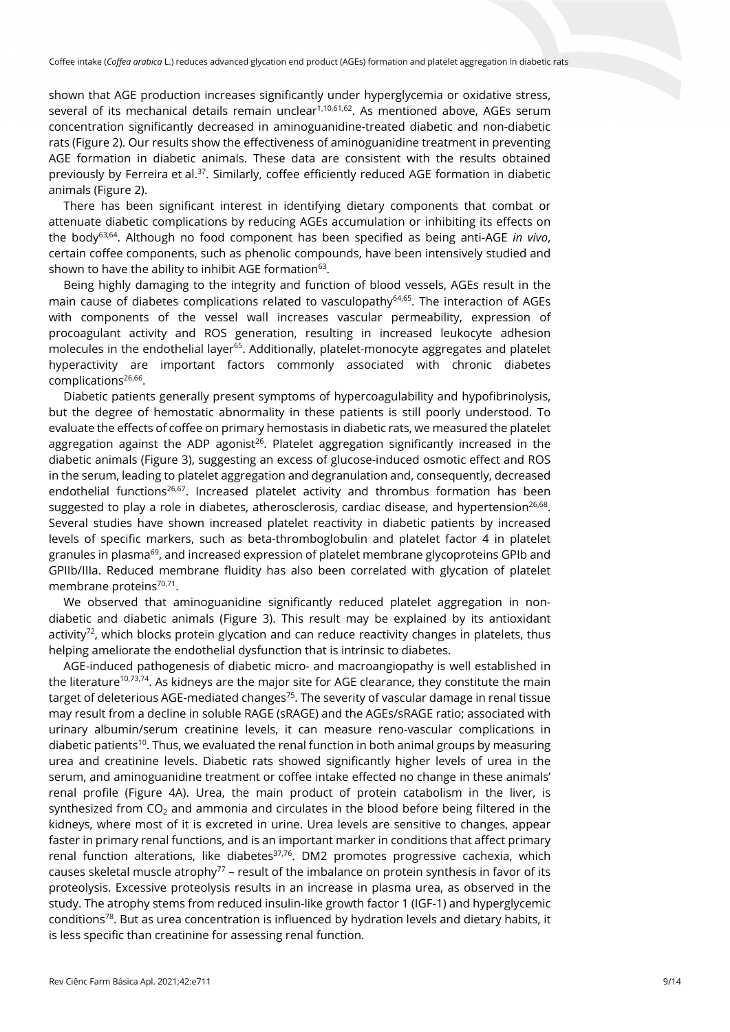shown that AGE production increases significantly under hyperglycemia or oxidative stress, several of its mechanical details remain unclear[1,10,61,62]. As mentioned above, AGEs serum concentration significantly decreased in aminoguanidine-treated diabetic and non-diabetic rats (Figure 2). Our results show the effectiveness of aminoguanidine treatment in preventing AGE formation in diabetic animals. These data are consistent with the results obtained previously by Ferreira et al.[37]. Similarly, coffee efficiently reduced AGE formation in diabetic animals (Figure 2).

There has been significant interest in identifying dietary components that combat or attenuate diabetic complications by reducing AGEs accumulation or inhibiting its effects on the body[63,64]. Although no food component has been specified as being anti-AGE *in vivo*, certain coffee components, such as phenolic compounds, have been intensively studied and shown to have the ability to inhibit AGE formation[63].

Being highly damaging to the integrity and function of blood vessels, AGEs result in the main cause of diabetes complications related to vasculopathy[64,65]. The interaction of AGEs with components of the vessel wall increases vascular permeability, expression of procoagulant activity and ROS generation, resulting in increased leukocyte adhesion molecules in the endothelial layer[65]. Additionally, platelet-monocyte aggregates and platelet hyperactivity are important factors commonly associated with chronic diabetes complications[26,66].

Diabetic patients generally present symptoms of hypercoagulability and hypofibrinolysis, but the degree of hemostatic abnormality in these patients is still poorly understood. To evaluate the effects of coffee on primary hemostasis in diabetic rats, we measured the platelet aggregation against the ADP agonist[26]. Platelet aggregation significantly increased in the diabetic animals (Figure 3), suggesting an excess of glucose-induced osmotic effect and ROS in the serum, leading to platelet aggregation and degranulation and, consequently, decreased endothelial functions[26,67]. Increased platelet activity and thrombus formation has been suggested to play a role in diabetes, atherosclerosis, cardiac disease, and hypertension[26,68]. Several studies have shown increased platelet reactivity in diabetic patients by increased levels of specific markers, such as beta-thromboglobulin and platelet factor 4 in platelet granules in plasma[69], and increased expression of platelet membrane glycoproteins GPIb and GPIIb/IIIa. Reduced membrane fluidity has also been correlated with glycation of platelet membrane proteins[70,71].

We observed that aminoguanidine significantly reduced platelet aggregation in non-diabetic and diabetic animals (Figure 3). This result may be explained by its antioxidant activity[72], which blocks protein glycation and can reduce reactivity changes in platelets, thus helping ameliorate the endothelial dysfunction that is intrinsic to diabetes.

AGE-induced pathogenesis of diabetic micro- and macroangiopathy is well established in the literature[10,73,74]. As kidneys are the major site for AGE clearance, they constitute the main target of deleterious AGE-mediated changes[75]. The severity of vascular damage in renal tissue may result from a decline in soluble RAGE (sRAGE) and the AGEs/sRAGE ratio; associated with urinary albumin/serum creatinine levels, it can measure reno-vascular complications in diabetic patients[10]. Thus, we evaluated the renal function in both animal groups by measuring urea and creatinine levels. Diabetic rats showed significantly higher levels of urea in the serum, and aminoguanidine treatment or coffee intake effected no change in these animals' renal profile (Figure 4A). Urea, the main product of protein catabolism in the liver, is synthesized from $CO_2$ and ammonia and circulates in the blood before being filtered in the kidneys, where most of it is excreted in urine. Urea levels are sensitive to changes, appear faster in primary renal functions, and is an important marker in conditions that affect primary renal function alterations, like diabetes[37,76]. DM2 promotes progressive cachexia, which causes skeletal muscle atrophy[77] – result of the imbalance on protein synthesis in favor of its proteolysis. Excessive proteolysis results in an increase in plasma urea, as observed in the study. The atrophy stems from reduced insulin-like growth factor 1 (IGF-1) and hyperglycemic conditions[78]. But as urea concentration is influenced by hydration levels and dietary habits, it is less specific than creatinine for assessing renal function.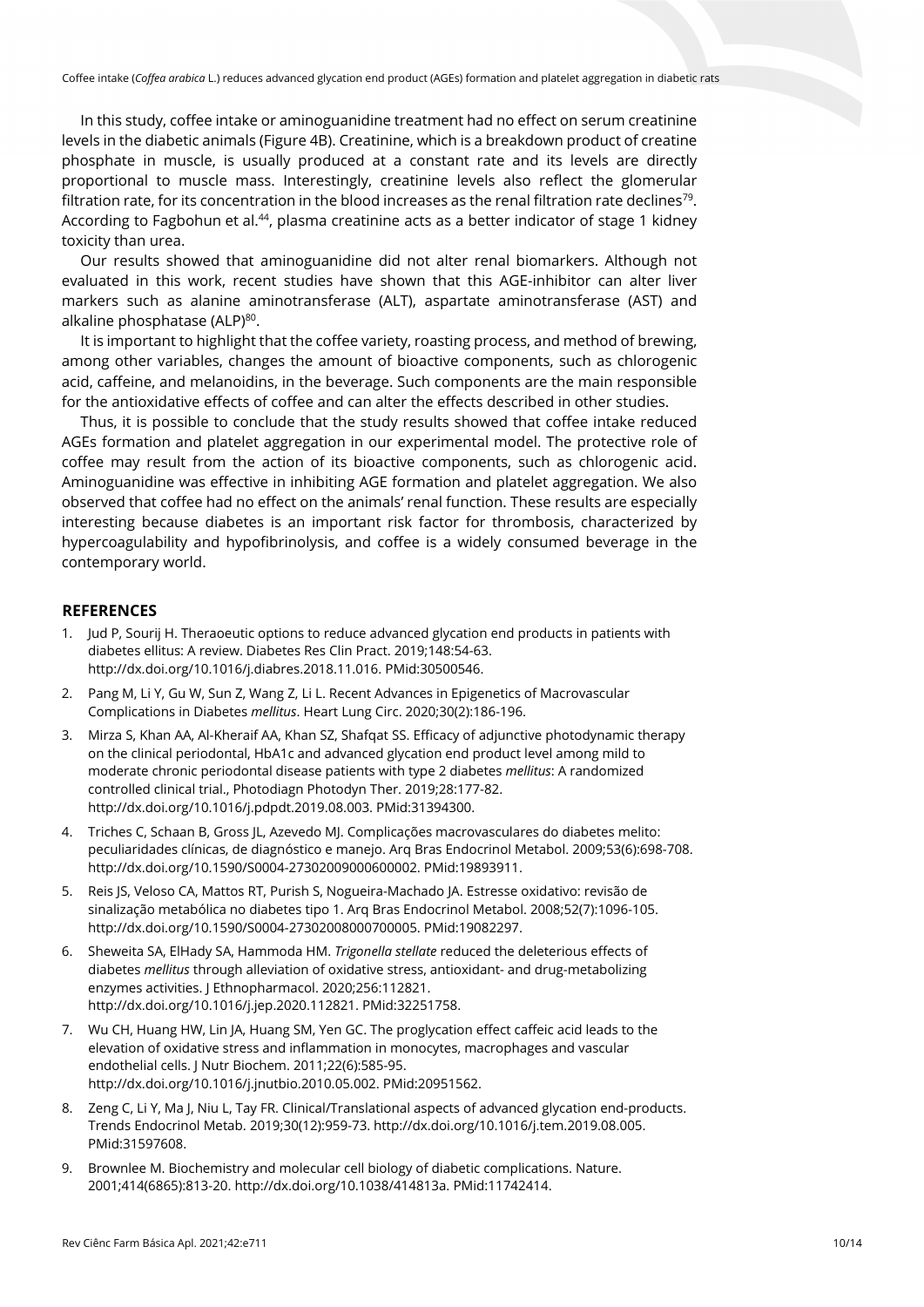In this study, coffee intake or aminoguanidine treatment had no effect on serum creatinine levels in the diabetic animals (Figure 4B). Creatinine, which is a breakdown product of creatine phosphate in muscle, is usually produced at a constant rate and its levels are directly proportional to muscle mass. Interestingly, creatinine levels also reflect the glomerular filtration rate, for its concentration in the blood increases as the renal filtration rate declines[79]. According to Fagbohun et al.[44], plasma creatinine acts as a better indicator of stage 1 kidney toxicity than urea.

Our results showed that aminoguanidine did not alter renal biomarkers. Although not evaluated in this work, recent studies have shown that this AGE-inhibitor can alter liver markers such as alanine aminotransferase (ALT), aspartate aminotransferase (AST) and alkaline phosphatase (ALP)[80].

It is important to highlight that the coffee variety, roasting process, and method of brewing, among other variables, changes the amount of bioactive components, such as chlorogenic acid, caffeine, and melanoidins, in the beverage. Such components are the main responsible for the antioxidative effects of coffee and can alter the effects described in other studies.

Thus, it is possible to conclude that the study results showed that coffee intake reduced AGEs formation and platelet aggregation in our experimental model. The protective role of coffee may result from the action of its bioactive components, such as chlorogenic acid. Aminoguanidine was effective in inhibiting AGE formation and platelet aggregation. We also observed that coffee had no effect on the animals' renal function. These results are especially interesting because diabetes is an important risk factor for thrombosis, characterized by hypercoagulability and hypofibrinolysis, and coffee is a widely consumed beverage in the contemporary world.

## REFERENCES

1. Jud P, Sourij H. Theraoeutic options to reduce advanced glycation end products in patients with diabetes ellitus: A review. Diabetes Res Clin Pract. 2019;148:54-63. http://dx.doi.org/10.1016/j.diabres.2018.11.016. PMid:30500546.
2. Pang M, Li Y, Gu W, Sun Z, Wang Z, Li L. Recent Advances in Epigenetics of Macrovascular Complications in Diabetes *mellitus*. Heart Lung Circ. 2020;30(2):186-196.
3. Mirza S, Khan AA, Al-Kheraif AA, Khan SZ, Shafqat SS. Efficacy of adjunctive photodynamic therapy on the clinical periodontal, HbA1c and advanced glycation end product level among mild to moderate chronic periodontal disease patients with type 2 diabetes *mellitus*: A randomized controlled clinical trial., Photodiagn Photodyn Ther. 2019;28:177-82. http://dx.doi.org/10.1016/j.pdpdt.2019.08.003. PMid:31394300.
4. Triches C, Schaan B, Gross JL, Azevedo MJ. Complicações macrovasculares do diabetes melito: peculiaridades clínicas, de diagnóstico e manejo. Arq Bras Endocrinol Metabol. 2009;53(6):698-708. http://dx.doi.org/10.1590/S0004-27302009000600002. PMid:19893911.
5. Reis JS, Veloso CA, Mattos RT, Purish S, Nogueira-Machado JA. Estresse oxidativo: revisão de sinalização metabólica no diabetes tipo 1. Arq Bras Endocrinol Metabol. 2008;52(7):1096-105. http://dx.doi.org/10.1590/S0004-27302008000700005. PMid:19082297.
6. Sheweita SA, ElHady SA, Hammoda HM. *Trigonella stellate* reduced the deleterious effects of diabetes *mellitus* through alleviation of oxidative stress, antioxidant- and drug-metabolizing enzymes activities. J Ethnopharmacol. 2020;256:112821. http://dx.doi.org/10.1016/j.jep.2020.112821. PMid:32251758.
7. Wu CH, Huang HW, Lin JA, Huang SM, Yen GC. The proglycation effect caffeic acid leads to the elevation of oxidative stress and inflammation in monocytes, macrophages and vascular endothelial cells. J Nutr Biochem. 2011;22(6):585-95. http://dx.doi.org/10.1016/j.jnutbio.2010.05.002. PMid:20951562.
8. Zeng C, Li Y, Ma J, Niu L, Tay FR. Clinical/Translational aspects of advanced glycation end-products. Trends Endocrinol Metab. 2019;30(12):959-73. http://dx.doi.org/10.1016/j.tem.2019.08.005. PMid:31597608.
9. Brownlee M. Biochemistry and molecular cell biology of diabetic complications. Nature. 2001;414(6865):813-20. http://dx.doi.org/10.1038/414813a. PMid:11742414.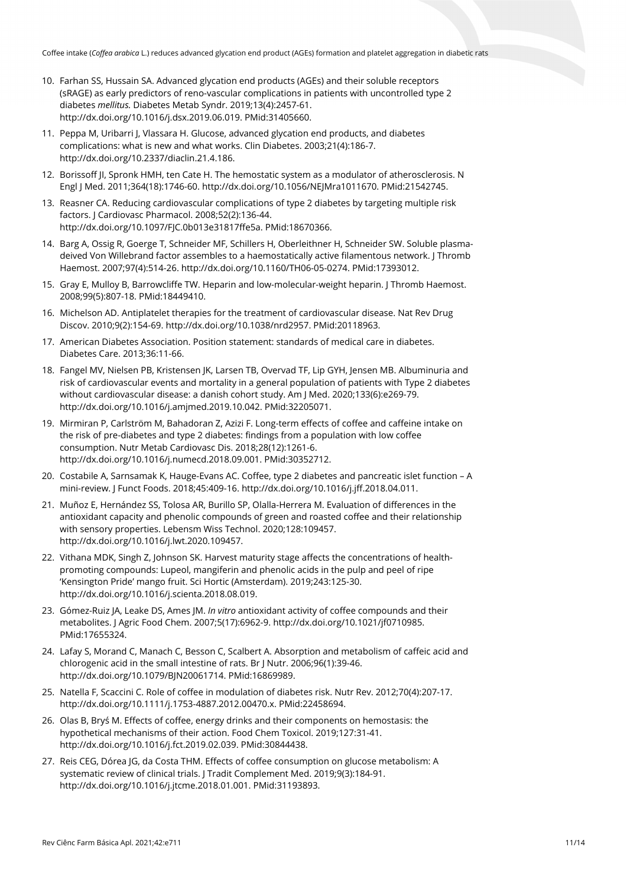10. Farhan SS, Hussain SA. Advanced glycation end products (AGEs) and their soluble receptors (sRAGE) as early predictors of reno-vascular complications in patients with uncontrolled type 2 diabetes *mellitus.* Diabetes Metab Syndr. 2019;13(4):2457-61. http://dx.doi.org/10.1016/j.dsx.2019.06.019. PMid:31405660.
11. Peppa M, Uribarri J, Vlassara H. Glucose, advanced glycation end products, and diabetes complications: what is new and what works. Clin Diabetes. 2003;21(4):186-7. http://dx.doi.org/10.2337/diaclin.21.4.186.
12. Borissoff JI, Spronk HMH, ten Cate H. The hemostatic system as a modulator of atherosclerosis. N Engl J Med. 2011;364(18):1746-60. http://dx.doi.org/10.1056/NEJMra1011670. PMid:21542745.
13. Reasner CA. Reducing cardiovascular complications of type 2 diabetes by targeting multiple risk factors. J Cardiovasc Pharmacol. 2008;52(2):136-44. http://dx.doi.org/10.1097/FJC.0b013e31817ffe5a. PMid:18670366.
14. Barg A, Ossig R, Goerge T, Schneider MF, Schillers H, Oberleithner H, Schneider SW. Soluble plasma-deived Von Willebrand factor assembles to a haemostatically active filamentous network. J Thromb Haemost. 2007;97(4):514-26. http://dx.doi.org/10.1160/TH06-05-0274. PMid:17393012.
15. Gray E, Mulloy B, Barrowcliffe TW. Heparin and low-molecular-weight heparin. J Thromb Haemost. 2008;99(5):807-18. PMid:18449410.
16. Michelson AD. Antiplatelet therapies for the treatment of cardiovascular disease. Nat Rev Drug Discov. 2010;9(2):154-69. http://dx.doi.org/10.1038/nrd2957. PMid:20118963.
17. American Diabetes Association. Position statement: standards of medical care in diabetes. Diabetes Care. 2013;36:11-66.
18. Fangel MV, Nielsen PB, Kristensen JK, Larsen TB, Overvad TF, Lip GYH, Jensen MB. Albuminuria and risk of cardiovascular events and mortality in a general population of patients with Type 2 diabetes without cardiovascular disease: a danish cohort study. Am J Med. 2020;133(6):e269-79. http://dx.doi.org/10.1016/j.amjmed.2019.10.042. PMid:32205071.
19. Mirmiran P, Carlström M, Bahadoran Z, Azizi F. Long-term effects of coffee and caffeine intake on the risk of pre-diabetes and type 2 diabetes: findings from a population with low coffee consumption. Nutr Metab Cardiovasc Dis. 2018;28(12):1261-6. http://dx.doi.org/10.1016/j.numecd.2018.09.001. PMid:30352712.
20. Costabile A, Sarnsamak K, Hauge-Evans AC. Coffee, type 2 diabetes and pancreatic islet function – A mini-review. J Funct Foods. 2018;45:409-16. http://dx.doi.org/10.1016/j.jff.2018.04.011.
21. Muñoz E, Hernández SS, Tolosa AR, Burillo SP, Olalla-Herrera M. Evaluation of differences in the antioxidant capacity and phenolic compounds of green and roasted coffee and their relationship with sensory properties. Lebensm Wiss Technol. 2020;128:109457. http://dx.doi.org/10.1016/j.lwt.2020.109457.
22. Vithana MDK, Singh Z, Johnson SK. Harvest maturity stage affects the concentrations of health-promoting compounds: Lupeol, mangiferin and phenolic acids in the pulp and peel of ripe 'Kensington Pride' mango fruit. Sci Hortic (Amsterdam). 2019;243:125-30. http://dx.doi.org/10.1016/j.scienta.2018.08.019.
23. Gómez-Ruiz JA, Leake DS, Ames JM. *In vitro* antioxidant activity of coffee compounds and their metabolites. J Agric Food Chem. 2007;5(17):6962-9. http://dx.doi.org/10.1021/jf0710985. PMid:17655324.
24. Lafay S, Morand C, Manach C, Besson C, Scalbert A. Absorption and metabolism of caffeic acid and chlorogenic acid in the small intestine of rats. Br J Nutr. 2006;96(1):39-46. http://dx.doi.org/10.1079/BJN20061714. PMid:16869989.
25. Natella F, Scaccini C. Role of coffee in modulation of diabetes risk. Nutr Rev. 2012;70(4):207-17. http://dx.doi.org/10.1111/j.1753-4887.2012.00470.x. PMid:22458694.
26. Olas B, Bryś M. Effects of coffee, energy drinks and their components on hemostasis: the hypothetical mechanisms of their action. Food Chem Toxicol. 2019;127:31-41. http://dx.doi.org/10.1016/j.fct.2019.02.039. PMid:30844438.
27. Reis CEG, Dórea JG, da Costa THM. Effects of coffee consumption on glucose metabolism: A systematic review of clinical trials. J Tradit Complement Med. 2019;9(3):184-91. http://dx.doi.org/10.1016/j.jtcme.2018.01.001. PMid:31193893.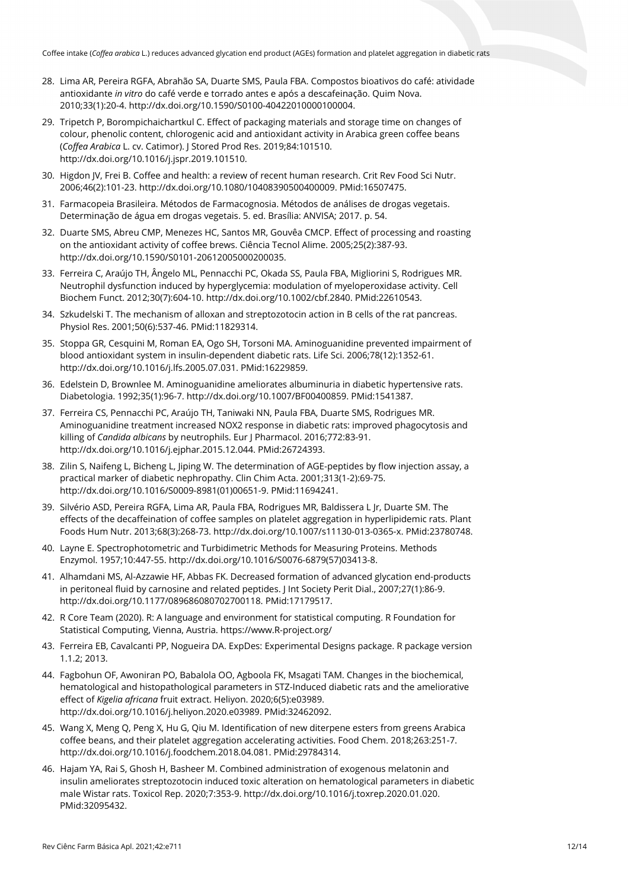28. Lima AR, Pereira RGFA, Abrahão SA, Duarte SMS, Paula FBA. Compostos bioativos do café: atividade antioxidante *in vitro* do café verde e torrado antes e após a descafeinação. Quim Nova. 2010;33(1):20-4. http://dx.doi.org/10.1590/S0100-40422010000100004.
29. Tripetch P, Borompichaichartkul C. Effect of packaging materials and storage time on changes of colour, phenolic content, chlorogenic acid and antioxidant activity in Arabica green coffee beans (*Coffea Arabica* L. cv. Catimor). J Stored Prod Res. 2019;84:101510. http://dx.doi.org/10.1016/j.jspr.2019.101510.
30. Higdon JV, Frei B. Coffee and health: a review of recent human research. Crit Rev Food Sci Nutr. 2006;46(2):101-23. http://dx.doi.org/10.1080/10408390500400009. PMid:16507475.
31. Farmacopeia Brasileira. Métodos de Farmacognosia. Métodos de análises de drogas vegetais. Determinação de água em drogas vegetais. 5. ed. Brasília: ANVISA; 2017. p. 54.
32. Duarte SMS, Abreu CMP, Menezes HC, Santos MR, Gouvêa CMCP. Effect of processing and roasting on the antioxidant activity of coffee brews. Ciência Tecnol Alime. 2005;25(2):387-93. http://dx.doi.org/10.1590/S0101-20612005000200035.
33. Ferreira C, Araújo TH, Ângelo ML, Pennacchi PC, Okada SS, Paula FBA, Migliorini S, Rodrigues MR. Neutrophil dysfunction induced by hyperglycemia: modulation of myeloperoxidase activity. Cell Biochem Funct. 2012;30(7):604-10. http://dx.doi.org/10.1002/cbf.2840. PMid:22610543.
34. Szkudelski T. The mechanism of alloxan and streptozotocin action in B cells of the rat pancreas. Physiol Res. 2001;50(6):537-46. PMid:11829314.
35. Stoppa GR, Cesquini M, Roman EA, Ogo SH, Torsoni MA. Aminoguanidine prevented impairment of blood antioxidant system in insulin-dependent diabetic rats. Life Sci. 2006;78(12):1352-61. http://dx.doi.org/10.1016/j.lfs.2005.07.031. PMid:16229859.
36. Edelstein D, Brownlee M. Aminoguanidine ameliorates albuminuria in diabetic hypertensive rats. Diabetologia. 1992;35(1):96-7. http://dx.doi.org/10.1007/BF00400859. PMid:1541387.
37. Ferreira CS, Pennacchi PC, Araújo TH, Taniwaki NN, Paula FBA, Duarte SMS, Rodrigues MR. Aminoguanidine treatment increased NOX2 response in diabetic rats: improved phagocytosis and killing of *Candida albicans* by neutrophils. Eur J Pharmacol. 2016;772:83-91. http://dx.doi.org/10.1016/j.ejphar.2015.12.044. PMid:26724393.
38. Zilin S, Naifeng L, Bicheng L, Jiping W. The determination of AGE-peptides by flow injection assay, a practical marker of diabetic nephropathy. Clin Chim Acta. 2001;313(1-2):69-75. http://dx.doi.org/10.1016/S0009-8981(01)00651-9. PMid:11694241.
39. Silvério ASD, Pereira RGFA, Lima AR, Paula FBA, Rodrigues MR, Baldissera L Jr, Duarte SM. The effects of the decaffeination of coffee samples on platelet aggregation in hyperlipidemic rats. Plant Foods Hum Nutr. 2013;68(3):268-73. http://dx.doi.org/10.1007/s11130-013-0365-x. PMid:23780748.
40. Layne E. Spectrophotometric and Turbidimetric Methods for Measuring Proteins. Methods Enzymol. 1957;10:447-55. http://dx.doi.org/10.1016/S0076-6879(57)03413-8.
41. Alhamdani MS, Al-Azzawie HF, Abbas FK. Decreased formation of advanced glycation end-products in peritoneal fluid by carnosine and related peptides. J Int Society Perit Dial., 2007;27(1):86-9. http://dx.doi.org/10.1177/089686080702700118. PMid:17179517.
42. R Core Team (2020). R: A language and environment for statistical computing. R Foundation for Statistical Computing, Vienna, Austria. https://www.R-project.org/
43. Ferreira EB, Cavalcanti PP, Nogueira DA. ExpDes: Experimental Designs package. R package version 1.1.2; 2013.
44. Fagbohun OF, Awoniran PO, Babalola OO, Agboola FK, Msagati TAM. Changes in the biochemical, hematological and histopathological parameters in STZ-Induced diabetic rats and the ameliorative effect of *Kigelia africana* fruit extract. Heliyon. 2020;6(5):e03989. http://dx.doi.org/10.1016/j.heliyon.2020.e03989. PMid:32462092.
45. Wang X, Meng Q, Peng X, Hu G, Qiu M. Identification of new diterpene esters from greens Arabica coffee beans, and their platelet aggregation accelerating activities. Food Chem. 2018;263:251-7. http://dx.doi.org/10.1016/j.foodchem.2018.04.081. PMid:29784314.
46. Hajam YA, Rai S, Ghosh H, Basheer M. Combined administration of exogenous melatonin and insulin ameliorates streptozotocin induced toxic alteration on hematological parameters in diabetic male Wistar rats. Toxicol Rep. 2020;7:353-9. http://dx.doi.org/10.1016/j.toxrep.2020.01.020. PMid:32095432.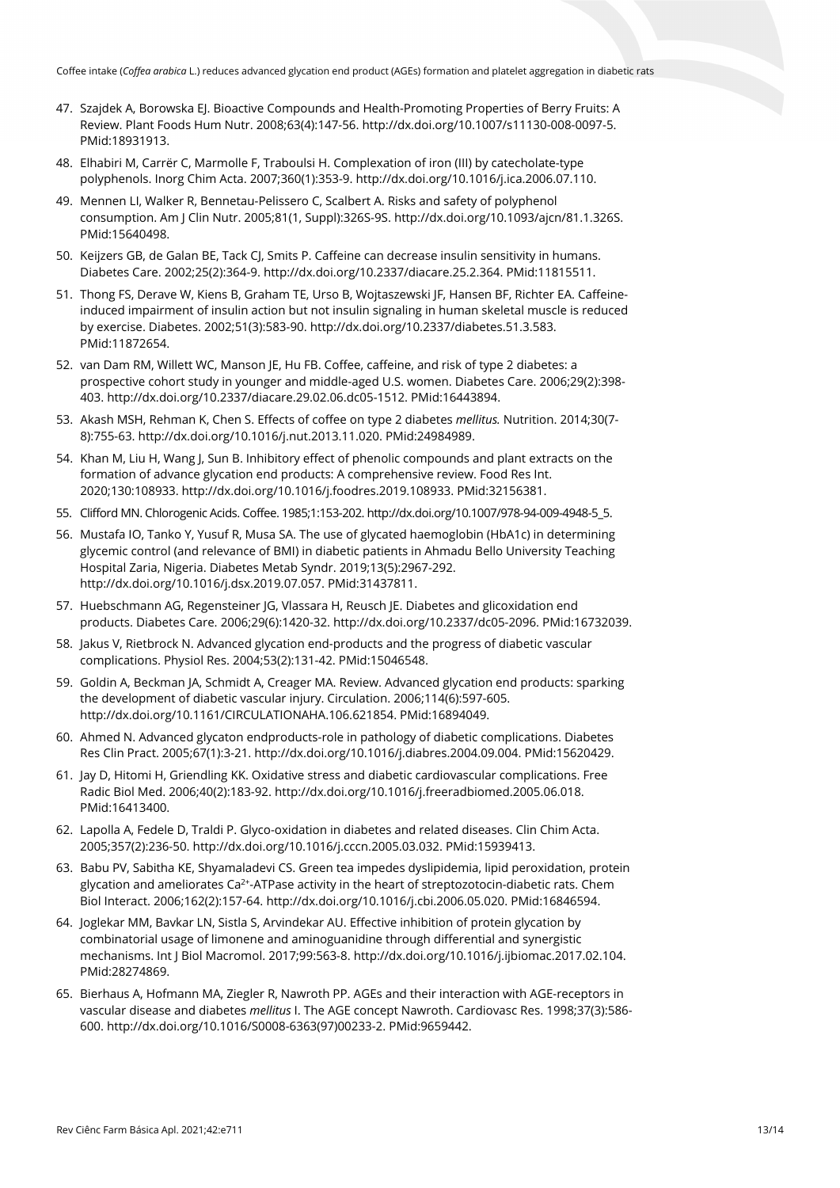47. Szajdek A, Borowska EJ. Bioactive Compounds and Health-Promoting Properties of Berry Fruits: A Review. Plant Foods Hum Nutr. 2008;63(4):147-56. http://dx.doi.org/10.1007/s11130-008-0097-5. PMid:18931913.
48. Elhabiri M, Carrër C, Marmolle F, Traboulsi H. Complexation of iron (III) by catecholate-type polyphenols. Inorg Chim Acta. 2007;360(1):353-9. http://dx.doi.org/10.1016/j.ica.2006.07.110.
49. Mennen LI, Walker R, Bennetau-Pelissero C, Scalbert A. Risks and safety of polyphenol consumption. Am J Clin Nutr. 2005;81(1, Suppl):326S-9S. http://dx.doi.org/10.1093/ajcn/81.1.326S. PMid:15640498.
50. Keijzers GB, de Galan BE, Tack CJ, Smits P. Caffeine can decrease insulin sensitivity in humans. Diabetes Care. 2002;25(2):364-9. http://dx.doi.org/10.2337/diacare.25.2.364. PMid:11815511.
51. Thong FS, Derave W, Kiens B, Graham TE, Urso B, Wojtaszewski JF, Hansen BF, Richter EA. Caffeine-induced impairment of insulin action but not insulin signaling in human skeletal muscle is reduced by exercise. Diabetes. 2002;51(3):583-90. http://dx.doi.org/10.2337/diabetes.51.3.583. PMid:11872654.
52. van Dam RM, Willett WC, Manson JE, Hu FB. Coffee, caffeine, and risk of type 2 diabetes: a prospective cohort study in younger and middle-aged U.S. women. Diabetes Care. 2006;29(2):398-403. http://dx.doi.org/10.2337/diacare.29.02.06.dc05-1512. PMid:16443894.
53. Akash MSH, Rehman K, Chen S. Effects of coffee on type 2 diabetes *mellitus.* Nutrition. 2014;30(7-8):755-63. http://dx.doi.org/10.1016/j.nut.2013.11.020. PMid:24984989.
54. Khan M, Liu H, Wang J, Sun B. Inhibitory effect of phenolic compounds and plant extracts on the formation of advance glycation end products: A comprehensive review. Food Res Int. 2020;130:108933. http://dx.doi.org/10.1016/j.foodres.2019.108933. PMid:32156381.
55. Clifford MN. Chlorogenic Acids. Coffee. 1985;1:153-202. http://dx.doi.org/10.1007/978-94-009-4948-5_5.
56. Mustafa IO, Tanko Y, Yusuf R, Musa SA. The use of glycated haemoglobin (HbA1c) in determining glycemic control (and relevance of BMI) in diabetic patients in Ahmadu Bello University Teaching Hospital Zaria, Nigeria. Diabetes Metab Syndr. 2019;13(5):2967-292. http://dx.doi.org/10.1016/j.dsx.2019.07.057. PMid:31437811.
57. Huebschmann AG, Regensteiner JG, Vlassara H, Reusch JE. Diabetes and glicoxidation end products. Diabetes Care. 2006;29(6):1420-32. http://dx.doi.org/10.2337/dc05-2096. PMid:16732039.
58. Jakus V, Rietbrock N. Advanced glycation end-products and the progress of diabetic vascular complications. Physiol Res. 2004;53(2):131-42. PMid:15046548.
59. Goldin A, Beckman JA, Schmidt A, Creager MA. Review. Advanced glycation end products: sparking the development of diabetic vascular injury. Circulation. 2006;114(6):597-605. http://dx.doi.org/10.1161/CIRCULATIONAHA.106.621854. PMid:16894049.
60. Ahmed N. Advanced glycaton endproducts-role in pathology of diabetic complications. Diabetes Res Clin Pract. 2005;67(1):3-21. http://dx.doi.org/10.1016/j.diabres.2004.09.004. PMid:15620429.
61. Jay D, Hitomi H, Griendling KK. Oxidative stress and diabetic cardiovascular complications. Free Radic Biol Med. 2006;40(2):183-92. http://dx.doi.org/10.1016/j.freeradbiomed.2005.06.018. PMid:16413400.
62. Lapolla A, Fedele D, Traldi P. Glyco-oxidation in diabetes and related diseases. Clin Chim Acta. 2005;357(2):236-50. http://dx.doi.org/10.1016/j.cccn.2005.03.032. PMid:15939413.
63. Babu PV, Sabitha KE, Shyamaladevi CS. Green tea impedes dyslipidemia, lipid peroxidation, protein glycation and ameliorates $Ca^{2+}$-ATPase activity in the heart of streptozotocin-diabetic rats. Chem Biol Interact. 2006;162(2):157-64. http://dx.doi.org/10.1016/j.cbi.2006.05.020. PMid:16846594.
64. Joglekar MM, Bavkar LN, Sistla S, Arvindekar AU. Effective inhibition of protein glycation by combinatorial usage of limonene and aminoguanidine through differential and synergistic mechanisms. Int J Biol Macromol. 2017;99:563-8. http://dx.doi.org/10.1016/j.ijbiomac.2017.02.104. PMid:28274869.
65. Bierhaus A, Hofmann MA, Ziegler R, Nawroth PP. AGEs and their interaction with AGE-receptors in vascular disease and diabetes *mellitus* I. The AGE concept Nawroth. Cardiovasc Res. 1998;37(3):586-600. http://dx.doi.org/10.1016/S0008-6363(97)00233-2. PMid:9659442.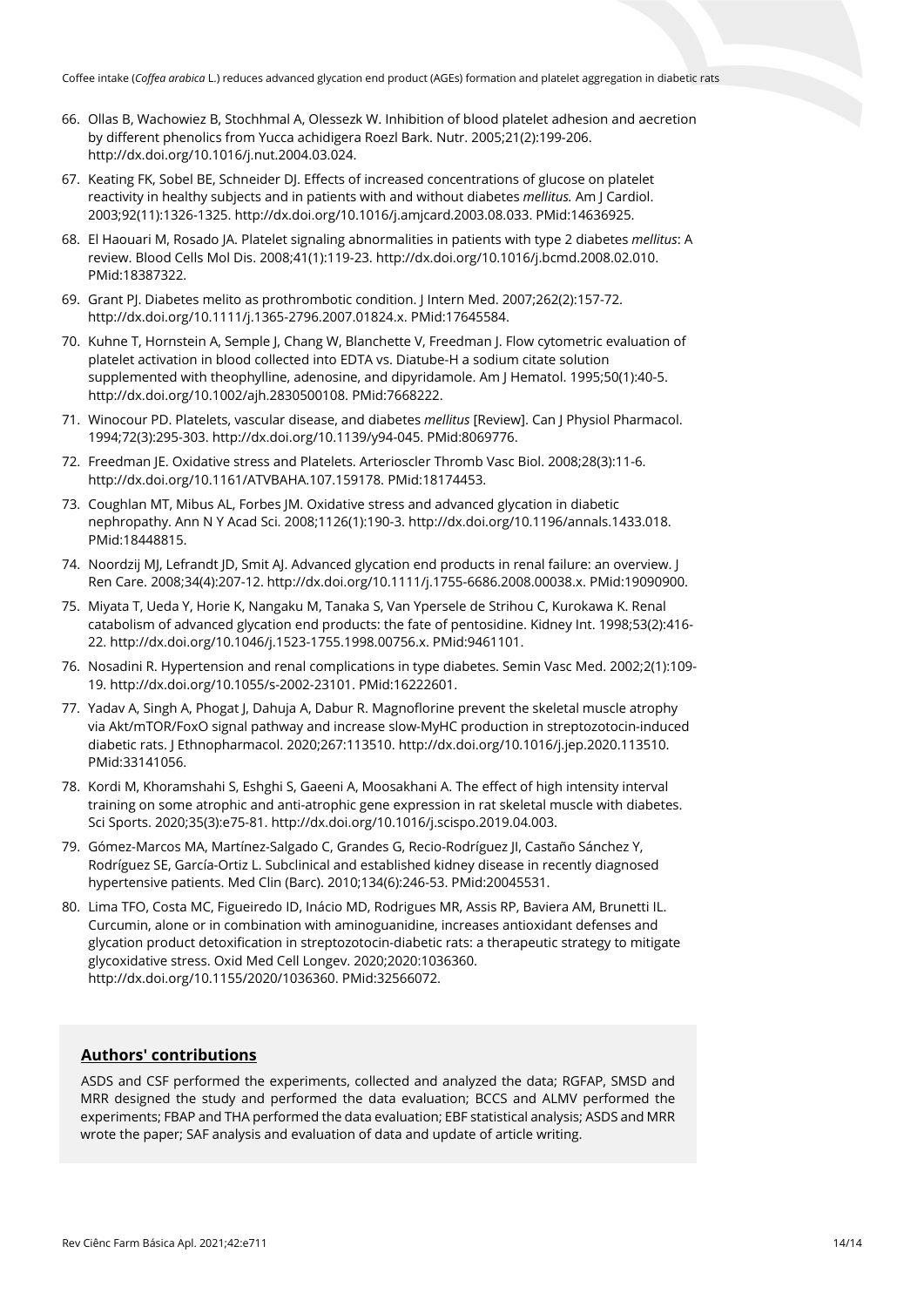66. Ollas B, Wachowiez B, Stochhmal A, Olessezk W. Inhibition of blood platelet adhesion and aecretion by different phenolics from Yucca achidigera Roezl Bark. Nutr. 2005;21(2):199-206. http://dx.doi.org/10.1016/j.nut.2004.03.024.

67. Keating FK, Sobel BE, Schneider DJ. Effects of increased concentrations of glucose on platelet reactivity in healthy subjects and in patients with and without diabetes *mellitus.* Am J Cardiol. 2003;92(11):1326-1325. http://dx.doi.org/10.1016/j.amjcard.2003.08.033. PMid:14636925.

68. El Haouari M, Rosado JA. Platelet signaling abnormalities in patients with type 2 diabetes *mellitus*: A review. Blood Cells Mol Dis. 2008;41(1):119-23. http://dx.doi.org/10.1016/j.bcmd.2008.02.010. PMid:18387322.

69. Grant PJ. Diabetes melito as prothrombotic condition. J Intern Med. 2007;262(2):157-72. http://dx.doi.org/10.1111/j.1365-2796.2007.01824.x. PMid:17645584.

70. Kuhne T, Hornstein A, Semple J, Chang W, Blanchette V, Freedman J. Flow cytometric evaluation of platelet activation in blood collected into EDTA vs. Diatube-H a sodium citate solution supplemented with theophylline, adenosine, and dipyridamole. Am J Hematol. 1995;50(1):40-5. http://dx.doi.org/10.1002/ajh.2830500108. PMid:7668222.

71. Winocour PD. Platelets, vascular disease, and diabetes *mellitus* [Review]. Can J Physiol Pharmacol. 1994;72(3):295-303. http://dx.doi.org/10.1139/y94-045. PMid:8069776.

72. Freedman JE. Oxidative stress and Platelets. Arterioscler Thromb Vasc Biol. 2008;28(3):11-6. http://dx.doi.org/10.1161/ATVBAHA.107.159178. PMid:18174453.

73. Coughlan MT, Mibus AL, Forbes JM. Oxidative stress and advanced glycation in diabetic nephropathy. Ann N Y Acad Sci. 2008;1126(1):190-3. http://dx.doi.org/10.1196/annals.1433.018. PMid:18448815.

74. Noordzij MJ, Lefrandt JD, Smit AJ. Advanced glycation end products in renal failure: an overview. J Ren Care. 2008;34(4):207-12. http://dx.doi.org/10.1111/j.1755-6686.2008.00038.x. PMid:19090900.

75. Miyata T, Ueda Y, Horie K, Nangaku M, Tanaka S, Van Ypersele de Strihou C, Kurokawa K. Renal catabolism of advanced glycation end products: the fate of pentosidine. Kidney Int. 1998;53(2):416-22. http://dx.doi.org/10.1046/j.1523-1755.1998.00756.x. PMid:9461101.

76. Nosadini R. Hypertension and renal complications in type diabetes. Semin Vasc Med. 2002;2(1):109-19. http://dx.doi.org/10.1055/s-2002-23101. PMid:16222601.

77. Yadav A, Singh A, Phogat J, Dahuja A, Dabur R. Magnoflorine prevent the skeletal muscle atrophy via Akt/mTOR/FoxO signal pathway and increase slow-MyHC production in streptozotocin-induced diabetic rats. J Ethnopharmacol. 2020;267:113510. http://dx.doi.org/10.1016/j.jep.2020.113510. PMid:33141056.

78. Kordi M, Khoramshahi S, Eshghi S, Gaeeni A, Moosakhani A. The effect of high intensity interval training on some atrophic and anti-atrophic gene expression in rat skeletal muscle with diabetes. Sci Sports. 2020;35(3):e75-81. http://dx.doi.org/10.1016/j.scispo.2019.04.003.

79. Gómez-Marcos MA, Martínez-Salgado C, Grandes G, Recio-Rodríguez JI, Castaño Sánchez Y, Rodríguez SE, García-Ortiz L. Subclinical and established kidney disease in recently diagnosed hypertensive patients. Med Clin (Barc). 2010;134(6):246-53. PMid:20045531.

80. Lima TFO, Costa MC, Figueiredo ID, Inácio MD, Rodrigues MR, Assis RP, Baviera AM, Brunetti IL. Curcumin, alone or in combination with aminoguanidine, increases antioxidant defenses and glycation product detoxification in streptozotocin-diabetic rats: a therapeutic strategy to mitigate glycoxidative stress. Oxid Med Cell Longev. 2020;2020:1036360. http://dx.doi.org/10.1155/2020/1036360. PMid:32566072.

## Authors' contributions

ASDS and CSF performed the experiments, collected and analyzed the data; RGFAP, SMSD and MRR designed the study and performed the data evaluation; BCCS and ALMV performed the experiments; FBAP and THA performed the data evaluation; EBF statistical analysis; ASDS and MRR wrote the paper; SAF analysis and evaluation of data and update of article writing.